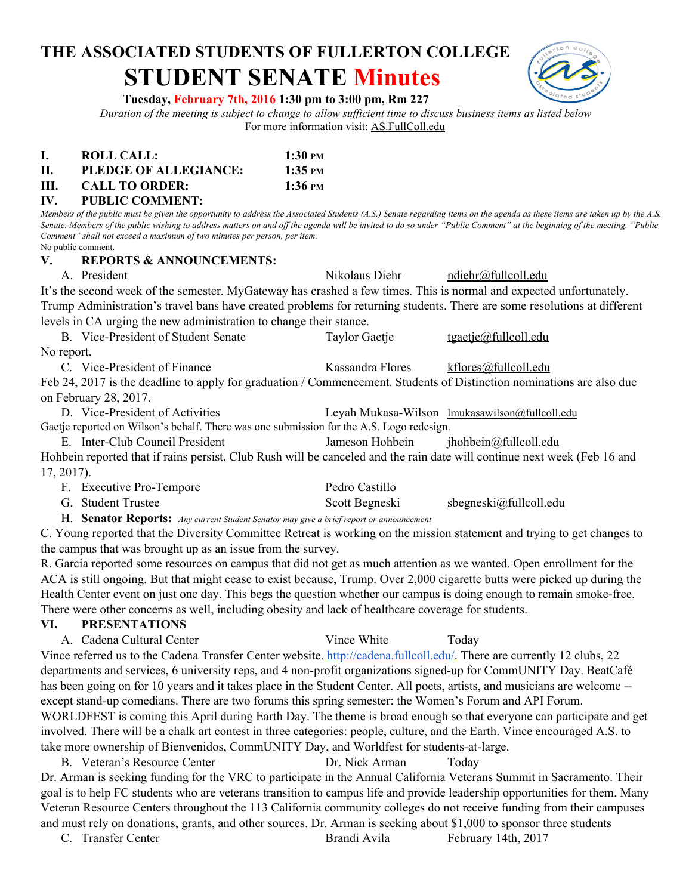# THE ASSOCIATED STUDENTS OF FULLERTON COLLEGE

# STUDENT SENATE Minutes

**Tuesday, February 7th, 2016 1:30 pm to 3:00 pm, Rm 227**

*Duration of the meeting is subject to change to allow sufficient time to discuss business items as listed below*

For more information visit: AS.FullColl.edu

**I. ROLL CALL:** **1:30 PM**

**II. PLEDGE OF ALLEGIANCE:** **1:35 PM**

**III. CALL TO ORDER:** **1:36 PM**

**IV. PUBLIC COMMENT:**

*Members of the public must be given the opportunity to address the Associated Students (A.S.) Senate regarding items on the agenda as these items are taken up by the A.S. Senate. Members of the public wishing to address matters on and off the agenda will be invited to do so under "Public Comment" at the beginning of the meeting. "Public Comment" shall not exceed a maximum of two minutes per person, per item.*

No public comment.

**V. REPORTS & ANNOUNCEMENTS:**

A. President — Nikolaus Diehr — ndiehr@fullcoll.edu

It's the second week of the semester. MyGateway has crashed a few times. This is normal and expected unfortunately. Trump Administration's travel bans have created problems for returning students. There are some resolutions at different levels in CA urging the new administration to change their stance.

B. Vice-President of Student Senate — Taylor Gaetje — tgaetje@fullcoll.edu

No report.

C. Vice-President of Finance — Kassandra Flores — kflores@fullcoll.edu

Feb 24, 2017 is the deadline to apply for graduation / Commencement. Students of Distinction nominations are also due on February 28, 2017.

D. Vice-President of Activities — Leyah Mukasa-Wilson — lmukasawilson@fullcoll.edu

Gaetje reported on Wilson's behalf. There was one submission for the A.S. Logo redesign.

E. Inter-Club Council President — Jameson Hohbein — jhohbein@fullcoll.edu

Hohbein reported that if rains persist, Club Rush will be canceled and the rain date will continue next week (Feb 16 and 17, 2017).

F. Executive Pro-Tempore — Pedro Castillo

G. Student Trustee — Scott Begneski — sbegneski@fullcoll.edu

H. **Senator Reports:** *Any current Student Senator may give a brief report or announcement*

C. Young reported that the Diversity Committee Retreat is working on the mission statement and trying to get changes to the campus that was brought up as an issue from the survey.

R. Garcia reported some resources on campus that did not get as much attention as we wanted. Open enrollment for the ACA is still ongoing. But that might cease to exist because, Trump. Over 2,000 cigarette butts were picked up during the Health Center event on just one day. This begs the question whether our campus is doing enough to remain smoke-free. There were other concerns as well, including obesity and lack of healthcare coverage for students.

**VI. PRESENTATIONS**

A. Cadena Cultural Center — Vince White — Today

Vince referred us to the Cadena Transfer Center website. http://cadena.fullcoll.edu/. There are currently 12 clubs, 22 departments and services, 6 university reps, and 4 non-profit organizations signed-up for CommUNITY Day. BeatCafé has been going on for 10 years and it takes place in the Student Center. All poets, artists, and musicians are welcome -- except stand-up comedians. There are two forums this spring semester: the Women's Forum and API Forum. WORLDFEST is coming this April during Earth Day. The theme is broad enough so that everyone can participate and get involved. There will be a chalk art contest in three categories: people, culture, and the Earth. Vince encouraged A.S. to take more ownership of Bienvenidos, CommUNITY Day, and Worldfest for students-at-large.

B. Veteran's Resource Center — Dr. Nick Arman — Today

Dr. Arman is seeking funding for the VRC to participate in the Annual California Veterans Summit in Sacramento. Their goal is to help FC students who are veterans transition to campus life and provide leadership opportunities for them. Many Veteran Resource Centers throughout the 113 California community colleges do not receive funding from their campuses and must rely on donations, grants, and other sources. Dr. Arman is seeking about $1,000 to sponsor three students

C. Transfer Center — Brandi Avila — February 14th, 2017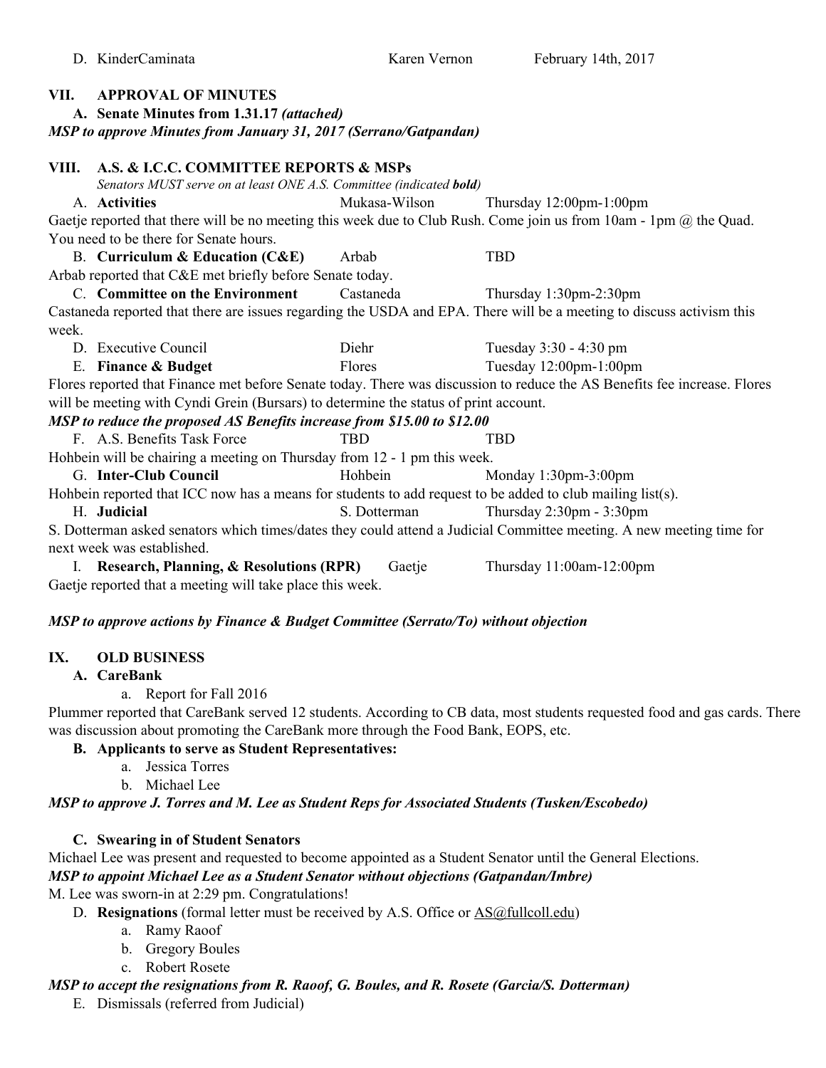D. KinderCaminata | Karen Vernon | February 14th, 2017

## VII. APPROVAL OF MINUTES

**A. Senate Minutes from 1.31.17** ***(attached)***

***MSP to approve Minutes from January 31, 2017 (Serrano/Gatpandan)***

## VIII. A.S. & I.C.C. COMMITTEE REPORTS & MSPs

*Senators MUST serve on at least ONE A.S. Committee (indicated* ***bold****)*

A. **Activities** | Mukasa-Wilson | Thursday 12:00pm-1:00pm

Gaetje reported that there will be no meeting this week due to Club Rush. Come join us from 10am - 1pm @ the Quad. You need to be there for Senate hours.

B. **Curriculum & Education (C&E)** | Arbab | TBD

Arbab reported that C&E met briefly before Senate today.

C. **Committee on the Environment** | Castaneda | Thursday 1:30pm-2:30pm

Castaneda reported that there are issues regarding the USDA and EPA. There will be a meeting to discuss activism this week.

D. Executive Council | Diehr | Tuesday 3:30 - 4:30 pm

E. **Finance & Budget** | Flores | Tuesday 12:00pm-1:00pm

Flores reported that Finance met before Senate today. There was discussion to reduce the AS Benefits fee increase. Flores will be meeting with Cyndi Grein (Bursars) to determine the status of print account.

***MSP to reduce the proposed AS Benefits increase from $15.00 to $12.00***

F. A.S. Benefits Task Force | TBD | TBD

Hohbein will be chairing a meeting on Thursday from 12 - 1 pm this week.

G. **Inter-Club Council** | Hohbein | Monday 1:30pm-3:00pm

Hohbein reported that ICC now has a means for students to add request to be added to club mailing list(s).

H. **Judicial** | S. Dotterman | Thursday 2:30pm - 3:30pm

S. Dotterman asked senators which times/dates they could attend a Judicial Committee meeting. A new meeting time for next week was established.

I. **Research, Planning, & Resolutions (RPR)** | Gaetje | Thursday 11:00am-12:00pm

Gaetje reported that a meeting will take place this week.

***MSP to approve actions by Finance & Budget Committee (Serrato/To) without objection***

## IX. OLD BUSINESS

**A. CareBank**

a. Report for Fall 2016

Plummer reported that CareBank served 12 students. According to CB data, most students requested food and gas cards. There was discussion about promoting the CareBank more through the Food Bank, EOPS, etc.

**B. Applicants to serve as Student Representatives:**

a. Jessica Torres
b. Michael Lee

***MSP to approve J. Torres and M. Lee as Student Reps for Associated Students (Tusken/Escobedo)***

**C. Swearing in of Student Senators**

Michael Lee was present and requested to become appointed as a Student Senator until the General Elections.

***MSP to appoint Michael Lee as a Student Senator without objections (Gatpandan/Imbre)***

M. Lee was sworn-in at 2:29 pm. Congratulations!

D. **Resignations** (formal letter must be received by A.S. Office or AS@fullcoll.edu)

a. Ramy Raoof
b. Gregory Boules
c. Robert Rosete

***MSP to accept the resignations from R. Raoof, G. Boules, and R. Rosete (Garcia/S. Dotterman)***

E. Dismissals (referred from Judicial)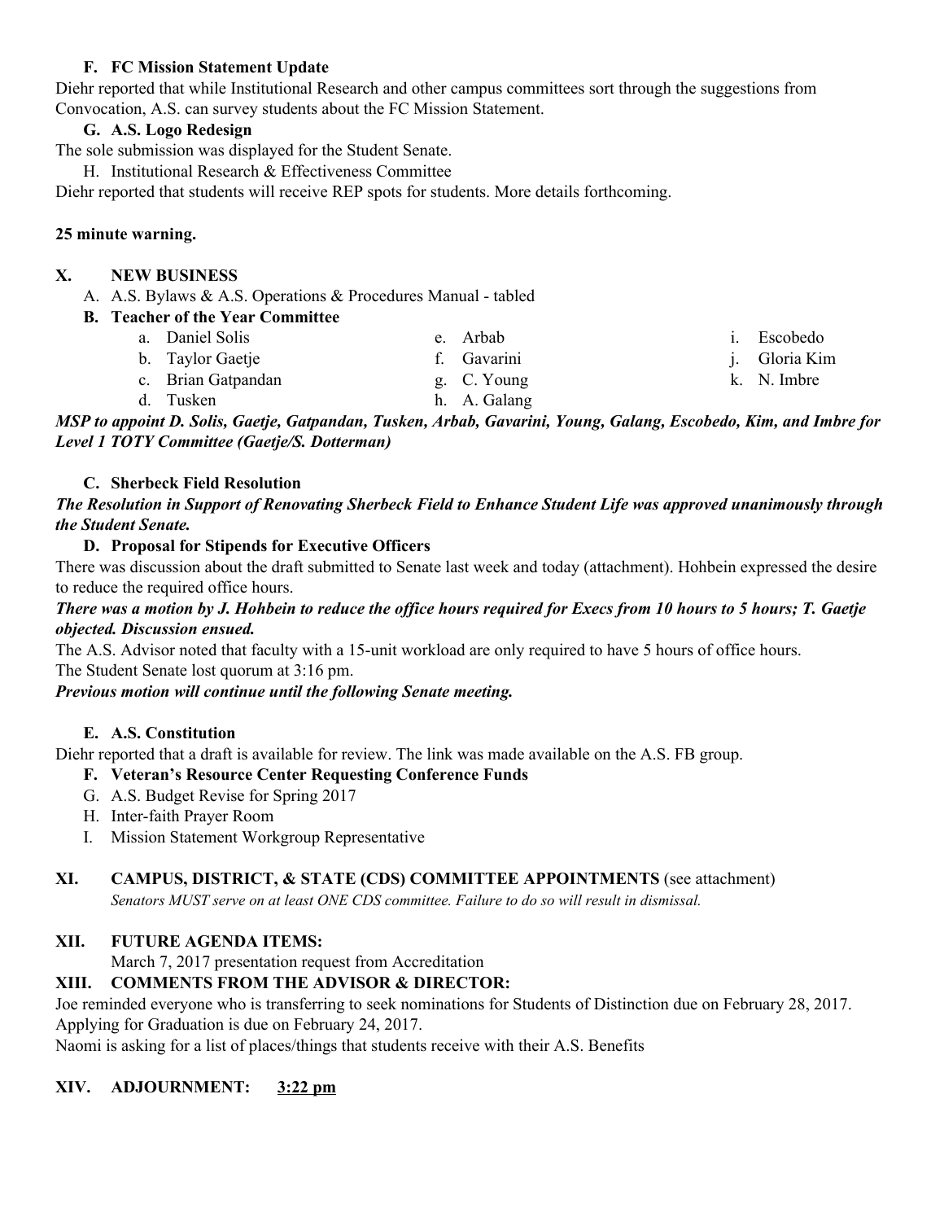**F. FC Mission Statement Update**

Diehr reported that while Institutional Research and other campus committees sort through the suggestions from Convocation, A.S. can survey students about the FC Mission Statement.

**G. A.S. Logo Redesign**

The sole submission was displayed for the Student Senate.

H. Institutional Research & Effectiveness Committee

Diehr reported that students will receive REP spots for students. More details forthcoming.

**25 minute warning.**

## X. NEW BUSINESS

A. A.S. Bylaws & A.S. Operations & Procedures Manual - tabled

**B. Teacher of the Year Committee**

a. Daniel Solis
b. Taylor Gaetje
c. Brian Gatpandan
d. Tusken
e. Arbab
f. Gavarini
g. C. Young
h. A. Galang
i. Escobedo
j. Gloria Kim
k. N. Imbre

***MSP to appoint D. Solis, Gaetje, Gatpandan, Tusken, Arbab, Gavarini, Young, Galang, Escobedo, Kim, and Imbre for Level 1 TOTY Committee (Gaetje/S. Dotterman)***

**C. Sherbeck Field Resolution**

***The Resolution in Support of Renovating Sherbeck Field to Enhance Student Life was approved unanimously through the Student Senate.***

**D. Proposal for Stipends for Executive Officers**

There was discussion about the draft submitted to Senate last week and today (attachment). Hohbein expressed the desire to reduce the required office hours.

***There was a motion by J. Hohbein to reduce the office hours required for Execs from 10 hours to 5 hours; T. Gaetje objected. Discussion ensued.***

The A.S. Advisor noted that faculty with a 15-unit workload are only required to have 5 hours of office hours.

The Student Senate lost quorum at 3:16 pm.

***Previous motion will continue until the following Senate meeting.***

**E. A.S. Constitution**

Diehr reported that a draft is available for review. The link was made available on the A.S. FB group.

**F. Veteran's Resource Center Requesting Conference Funds**

G. A.S. Budget Revise for Spring 2017

H. Inter-faith Prayer Room

I. Mission Statement Workgroup Representative

## XI. CAMPUS, DISTRICT, & STATE (CDS) COMMITTEE APPOINTMENTS (see attachment)

*Senators MUST serve on at least ONE CDS committee. Failure to do so will result in dismissal.*

## XII. FUTURE AGENDA ITEMS:

March 7, 2017 presentation request from Accreditation

## XIII. COMMENTS FROM THE ADVISOR & DIRECTOR:

Joe reminded everyone who is transferring to seek nominations for Students of Distinction due on February 28, 2017.

Applying for Graduation is due on February 24, 2017.

Naomi is asking for a list of places/things that students receive with their A.S. Benefits

## XIV. ADJOURNMENT: 3:22 pm